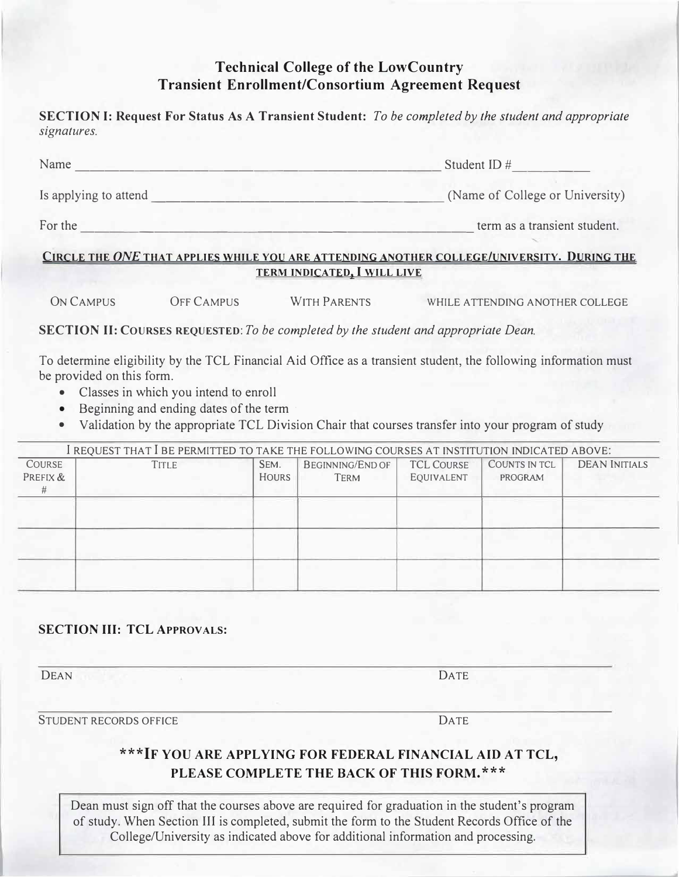# Technical College of the LowCountry
## Transient Enrollment/Consortium Agreement Request

**SECTION I: Request For Status As A Transient Student:** *To be completed by the student and appropriate signatures.*

Name ______________________________________________ Student ID # __________

Is applying to attend ______________________________________ (Name of College or University)

For the ______________________________________________ term as a transient student.

**CIRCLE THE *ONE* THAT APPLIES WHILE YOU ARE ATTENDING ANOTHER COLLEGE/UNIVERSITY. DURING THE TERM INDICATED, I WILL LIVE**

ON CAMPUS OFF CAMPUS WITH PARENTS WHILE ATTENDING ANOTHER COLLEGE

**SECTION II: COURSES REQUESTED**: *To be completed by the student and appropriate Dean.*

To determine eligibility by the TCL Financial Aid Office as a transient student, the following information must be provided on this form.

- Classes in which you intend to enroll
- Beginning and ending dates of the term
- Validation by the appropriate TCL Division Chair that courses transfer into your program of study

I REQUEST THAT I BE PERMITTED TO TAKE THE FOLLOWING COURSES AT INSTITUTION INDICATED ABOVE:

| COURSE PREFIX & # | TITLE | SEM. HOURS | BEGINNING/END OF TERM | TCL COURSE EQUIVALENT | COUNTS IN TCL PROGRAM | DEAN INITIALS |
|---|---|---|---|---|---|---|
| | | | | | | |
| | | | | | | |
| | | | | | | |

**SECTION III: TCL APPROVALS:**

______________________________________________________________________

DEAN DATE

______________________________________________________________________

STUDENT RECORDS OFFICE DATE

**\*\*\*IF YOU ARE APPLYING FOR FEDERAL FINANCIAL AID AT TCL, PLEASE COMPLETE THE BACK OF THIS FORM.\*\*\***

Dean must sign off that the courses above are required for graduation in the student's program of study. When Section III is completed, submit the form to the Student Records Office of the College/University as indicated above for additional information and processing.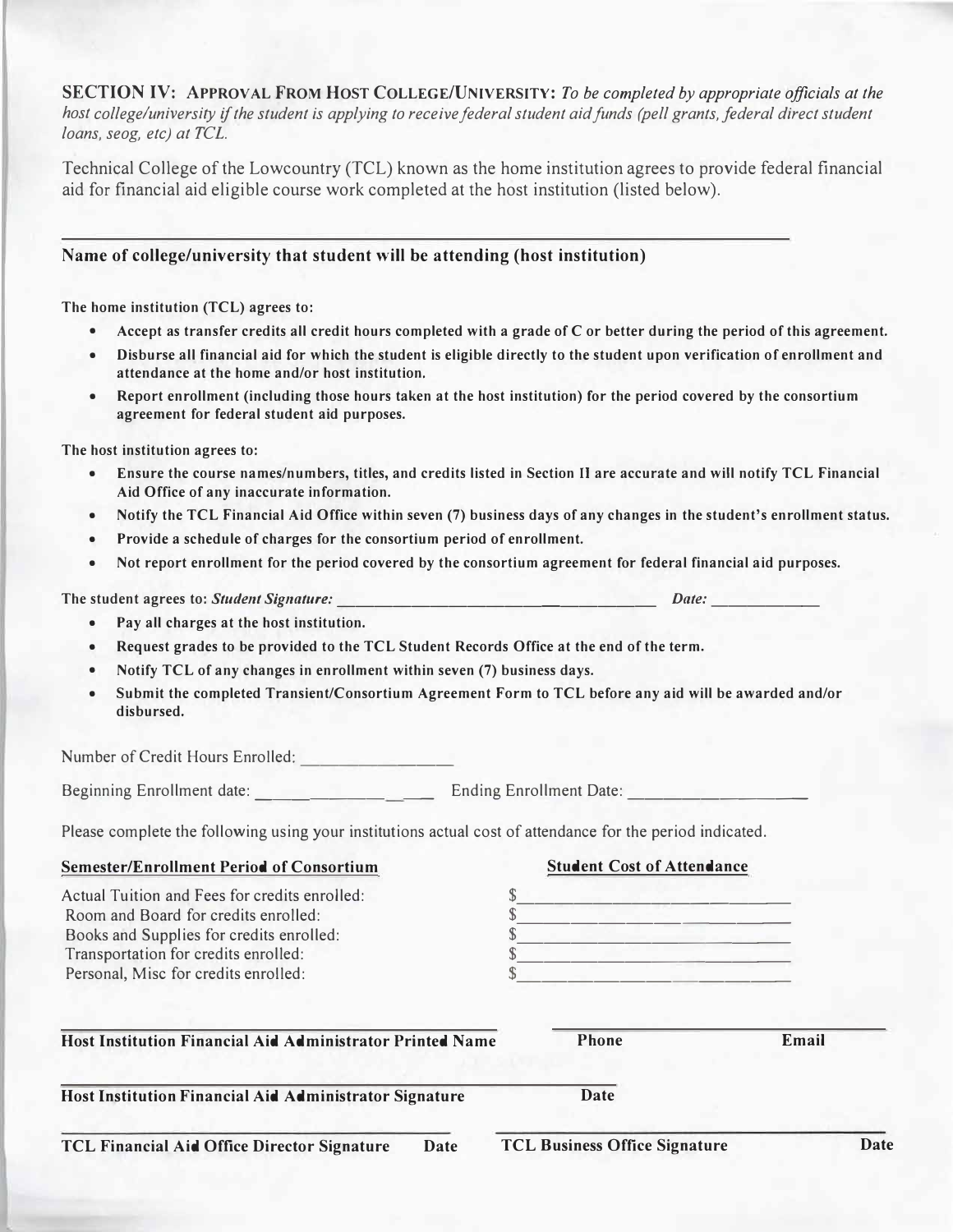**SECTION IV: APPROVAL FROM HOST COLLEGE/UNIVERSITY:** *To be completed by appropriate officials at the host college/university if the student is applying to receive federal student aid funds (pell grants, federal direct student loans, seog, etc) at TCL.*

Technical College of the Lowcountry (TCL) known as the home institution agrees to provide federal financial aid for financial aid eligible course work completed at the host institution (listed below).

\_\_\_\_\_\_\_\_\_\_\_\_\_\_\_\_\_\_\_\_\_\_\_\_\_\_\_\_\_\_\_\_\_\_\_\_\_\_\_\_\_\_\_\_\_\_\_\_\_\_\_\_\_\_\_\_\_\_\_\_\_\_\_\_

**Name of college/university that student will be attending (host institution)**

**The home institution (TCL) agrees to:**

- **Accept as transfer credits all credit hours completed with a grade of C or better during the period of this agreement.**
- **Disburse all financial aid for which the student is eligible directly to the student upon verification of enrollment and attendance at the home and/or host institution.**
- **Report enrollment (including those hours taken at the host institution) for the period covered by the consortium agreement for federal student aid purposes.**

**The host institution agrees to:**

- **Ensure the course names/numbers, titles, and credits listed in Section II are accurate and will notify TCL Financial Aid Office of any inaccurate information.**
- **Notify the TCL Financial Aid Office within seven (7) business days of any changes in the student's enrollment status.**
- **Provide a schedule of charges for the consortium period of enrollment.**
- **Not report enrollment for the period covered by the consortium agreement for federal financial aid purposes.**

**The student agrees to:** ***Student Signature:*** \_\_\_\_\_\_\_\_\_\_\_\_\_\_\_\_\_\_\_\_\_\_\_\_\_\_\_\_\_\_\_\_\_\_\_\_ ***Date:*** \_\_\_\_\_\_\_\_\_\_\_\_

- **Pay all charges at the host institution.**
- **Request grades to be provided to the TCL Student Records Office at the end of the term.**
- **Notify TCL of any changes in enrollment within seven (7) business days.**
- **Submit the completed Transient/Consortium Agreement Form to TCL before any aid will be awarded and/or disbursed.**

Number of Credit Hours Enrolled: \_\_\_\_\_\_\_\_\_\_\_\_\_\_\_\_

Beginning Enrollment date: \_\_\_\_\_\_\_\_\_\_\_\_\_\_\_\_\_\_\_\_ Ending Enrollment Date: \_\_\_\_\_\_\_\_\_\_\_\_\_\_\_\_\_\_\_\_

Please complete the following using your institutions actual cost of attendance for the period indicated.

| Semester/Enrollment Period of Consortium | Student Cost of Attendance |
|---|---|
| Actual Tuition and Fees for credits enrolled: | $\_\_\_\_\_\_\_\_\_\_\_\_\_\_\_\_\_\_\_\_\_\_\_\_\_\_\_\_ |
| Room and Board for credits enrolled: | $\_\_\_\_\_\_\_\_\_\_\_\_\_\_\_\_\_\_\_\_\_\_\_\_\_\_\_\_ |
| Books and Supplies for credits enrolled: | $\_\_\_\_\_\_\_\_\_\_\_\_\_\_\_\_\_\_\_\_\_\_\_\_\_\_\_\_ |
| Transportation for credits enrolled: | $\_\_\_\_\_\_\_\_\_\_\_\_\_\_\_\_\_\_\_\_\_\_\_\_\_\_\_\_ |
| Personal, Misc for credits enrolled: | $\_\_\_\_\_\_\_\_\_\_\_\_\_\_\_\_\_\_\_\_\_\_\_\_\_\_\_\_ |

\_\_\_\_\_\_\_\_\_\_\_\_\_\_\_\_\_\_\_\_\_\_\_\_\_\_\_\_\_\_\_\_\_\_\_\_\_\_\_\_\_\_ \_\_\_\_\_\_\_\_\_\_\_\_\_\_\_\_\_\_\_\_\_\_\_\_\_\_\_\_\_\_\_\_\_\_\_\_

**Host Institution Financial Aid Administrator Printed Name** **Phone** **Email**

\_\_\_\_\_\_\_\_\_\_\_\_\_\_\_\_\_\_\_\_\_\_\_\_\_\_\_\_\_\_\_\_\_\_\_\_\_\_\_\_\_\_\_\_\_\_\_\_\_\_\_\_\_\_

**Host Institution Financial Aid Administrator Signature** **Date**

\_\_\_\_\_\_\_\_\_\_\_\_\_\_\_\_\_\_\_\_\_\_\_\_\_\_\_\_\_\_\_\_\_\_\_\_ \_\_\_\_\_\_\_\_\_\_\_\_\_\_\_\_\_\_\_\_\_\_\_\_\_\_\_\_\_\_\_\_\_\_\_\_

**TCL Financial Aid Office Director Signature** **Date** **TCL Business Office Signature** **Date**